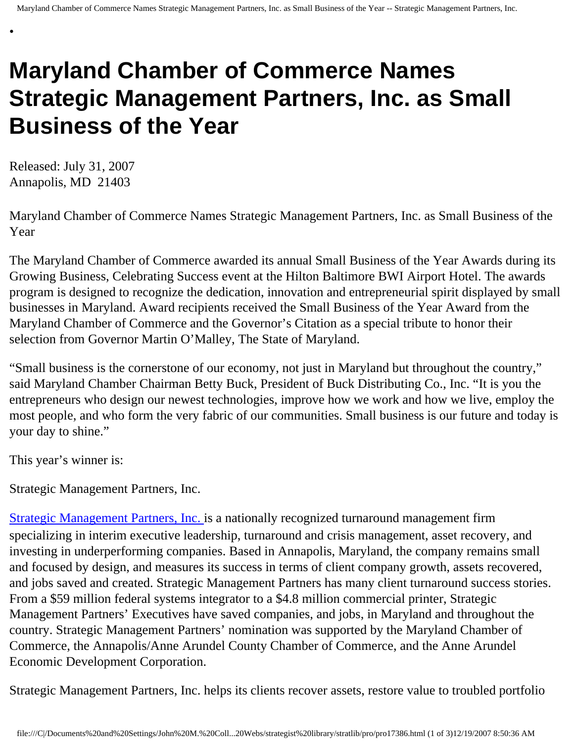•

# Maryland Chamber of Commerce Names Strategic Management Partners, Inc. as Small Business of the Year

Released: July 31, 2007
Annapolis, MD  21403

Maryland Chamber of Commerce Names Strategic Management Partners, Inc. as Small Business of the Year

The Maryland Chamber of Commerce awarded its annual Small Business of the Year Awards during its Growing Business, Celebrating Success event at the Hilton Baltimore BWI Airport Hotel. The awards program is designed to recognize the dedication, innovation and entrepreneurial spirit displayed by small businesses in Maryland. Award recipients received the Small Business of the Year Award from the Maryland Chamber of Commerce and the Governor's Citation as a special tribute to honor their selection from Governor Martin O'Malley, The State of Maryland.

"Small business is the cornerstone of our economy, not just in Maryland but throughout the country," said Maryland Chamber Chairman Betty Buck, President of Buck Distributing Co., Inc. "It is you the entrepreneurs who design our newest technologies, improve how we work and how we live, employ the most people, and who form the very fabric of our communities. Small business is our future and today is your day to shine."

This year's winner is:

Strategic Management Partners, Inc.

Strategic Management Partners, Inc. is a nationally recognized turnaround management firm specializing in interim executive leadership, turnaround and crisis management, asset recovery, and investing in underperforming companies. Based in Annapolis, Maryland, the company remains small and focused by design, and measures its success in terms of client company growth, assets recovered, and jobs saved and created. Strategic Management Partners has many client turnaround success stories. From a $59 million federal systems integrator to a $4.8 million commercial printer, Strategic Management Partners' Executives have saved companies, and jobs, in Maryland and throughout the country. Strategic Management Partners' nomination was supported by the Maryland Chamber of Commerce, the Annapolis/Anne Arundel County Chamber of Commerce, and the Anne Arundel Economic Development Corporation.

Strategic Management Partners, Inc. helps its clients recover assets, restore value to troubled portfolio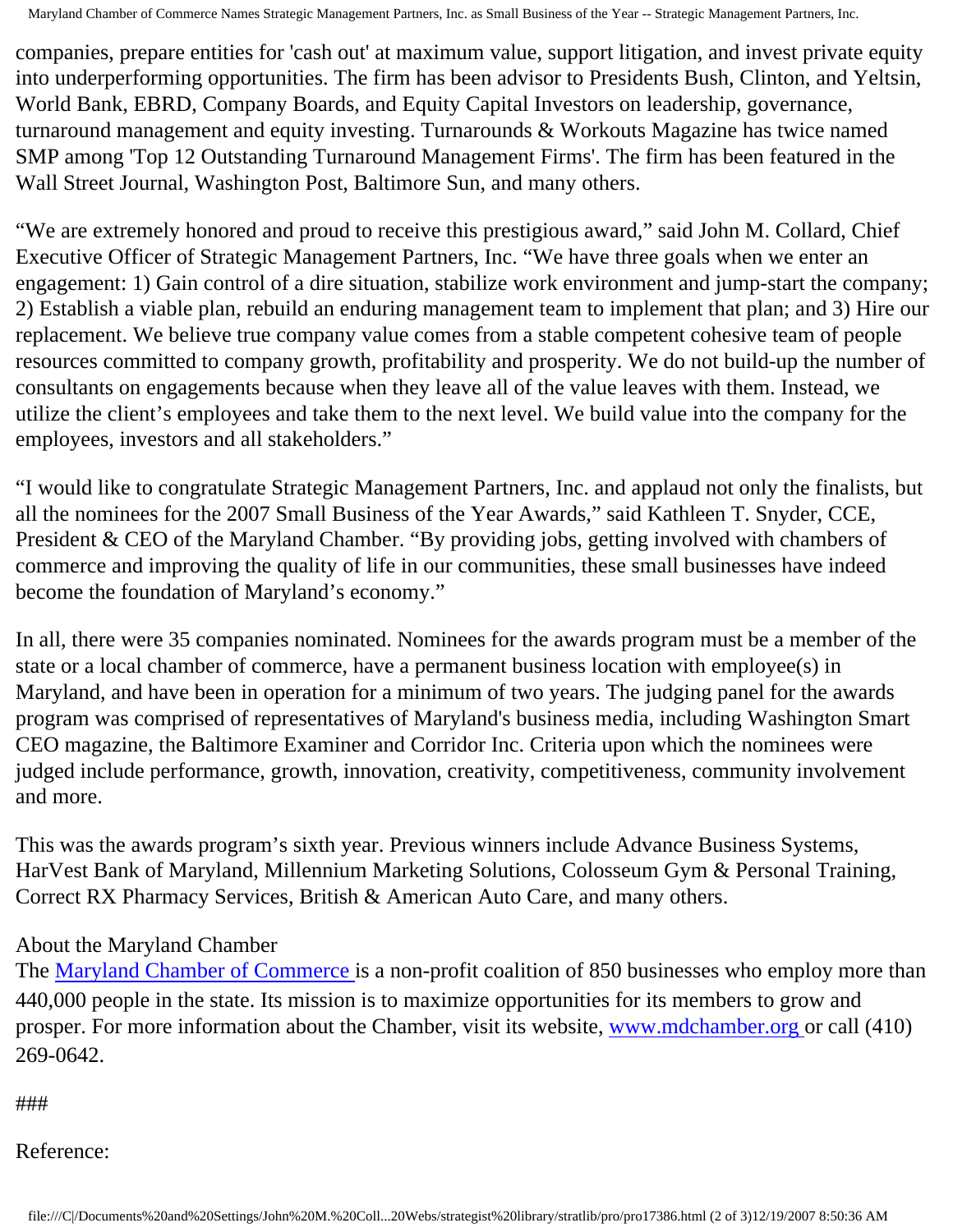companies, prepare entities for 'cash out' at maximum value, support litigation, and invest private equity into underperforming opportunities. The firm has been advisor to Presidents Bush, Clinton, and Yeltsin, World Bank, EBRD, Company Boards, and Equity Capital Investors on leadership, governance, turnaround management and equity investing. Turnarounds & Workouts Magazine has twice named SMP among 'Top 12 Outstanding Turnaround Management Firms'. The firm has been featured in the Wall Street Journal, Washington Post, Baltimore Sun, and many others.

"We are extremely honored and proud to receive this prestigious award," said John M. Collard, Chief Executive Officer of Strategic Management Partners, Inc. "We have three goals when we enter an engagement: 1) Gain control of a dire situation, stabilize work environment and jump-start the company; 2) Establish a viable plan, rebuild an enduring management team to implement that plan; and 3) Hire our replacement. We believe true company value comes from a stable competent cohesive team of people resources committed to company growth, profitability and prosperity. We do not build-up the number of consultants on engagements because when they leave all of the value leaves with them. Instead, we utilize the client's employees and take them to the next level. We build value into the company for the employees, investors and all stakeholders."

"I would like to congratulate Strategic Management Partners, Inc. and applaud not only the finalists, but all the nominees for the 2007 Small Business of the Year Awards," said Kathleen T. Snyder, CCE, President & CEO of the Maryland Chamber. "By providing jobs, getting involved with chambers of commerce and improving the quality of life in our communities, these small businesses have indeed become the foundation of Maryland's economy."

In all, there were 35 companies nominated. Nominees for the awards program must be a member of the state or a local chamber of commerce, have a permanent business location with employee(s) in Maryland, and have been in operation for a minimum of two years. The judging panel for the awards program was comprised of representatives of Maryland's business media, including Washington Smart CEO magazine, the Baltimore Examiner and Corridor Inc. Criteria upon which the nominees were judged include performance, growth, innovation, creativity, competitiveness, community involvement and more.

This was the awards program's sixth year. Previous winners include Advance Business Systems, HarVest Bank of Maryland, Millennium Marketing Solutions, Colosseum Gym & Personal Training, Correct RX Pharmacy Services, British & American Auto Care, and many others.

About the Maryland Chamber

The [Maryland Chamber of Commerce](http://www.mdchamber.org) is a non-profit coalition of 850 businesses who employ more than 440,000 people in the state. Its mission is to maximize opportunities for its members to grow and prosper. For more information about the Chamber, visit its website, [www.mdchamber.org](http://www.mdchamber.org) or call (410) 269-0642.

###

Reference: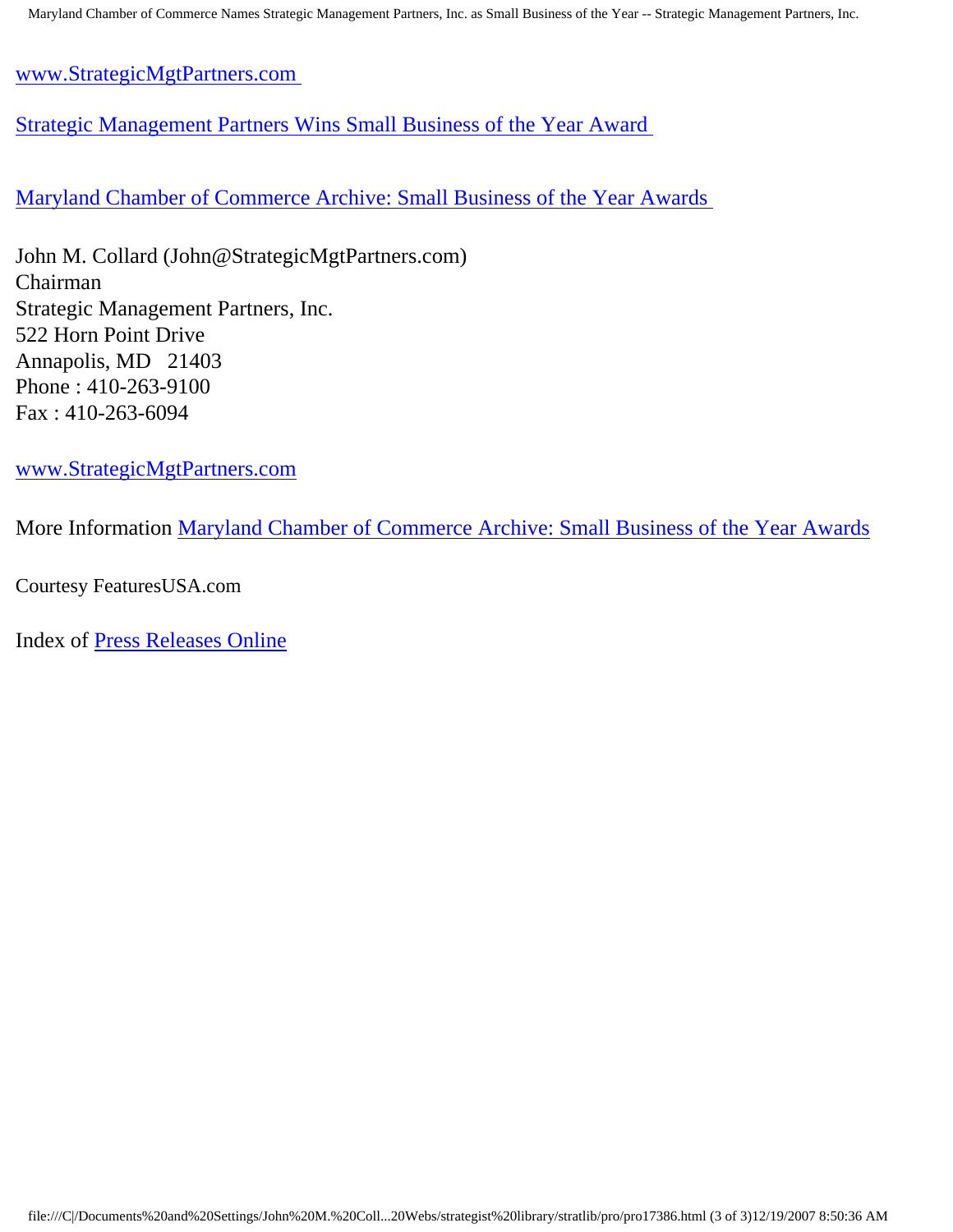[www.StrategicMgtPartners.com](www.StrategicMgtPartners.com)

[Strategic Management Partners Wins Small Business of the Year Award](#)

[Maryland Chamber of Commerce Archive: Small Business of the Year Awards](#)

John M. Collard (John@StrategicMgtPartners.com)
Chairman
Strategic Management Partners, Inc.
522 Horn Point Drive
Annapolis, MD 21403
Phone : 410-263-9100
Fax : 410-263-6094

[www.StrategicMgtPartners.com](www.StrategicMgtPartners.com)

More Information [Maryland Chamber of Commerce Archive: Small Business of the Year Awards](#)

Courtesy FeaturesUSA.com

Index of [Press Releases Online](#)